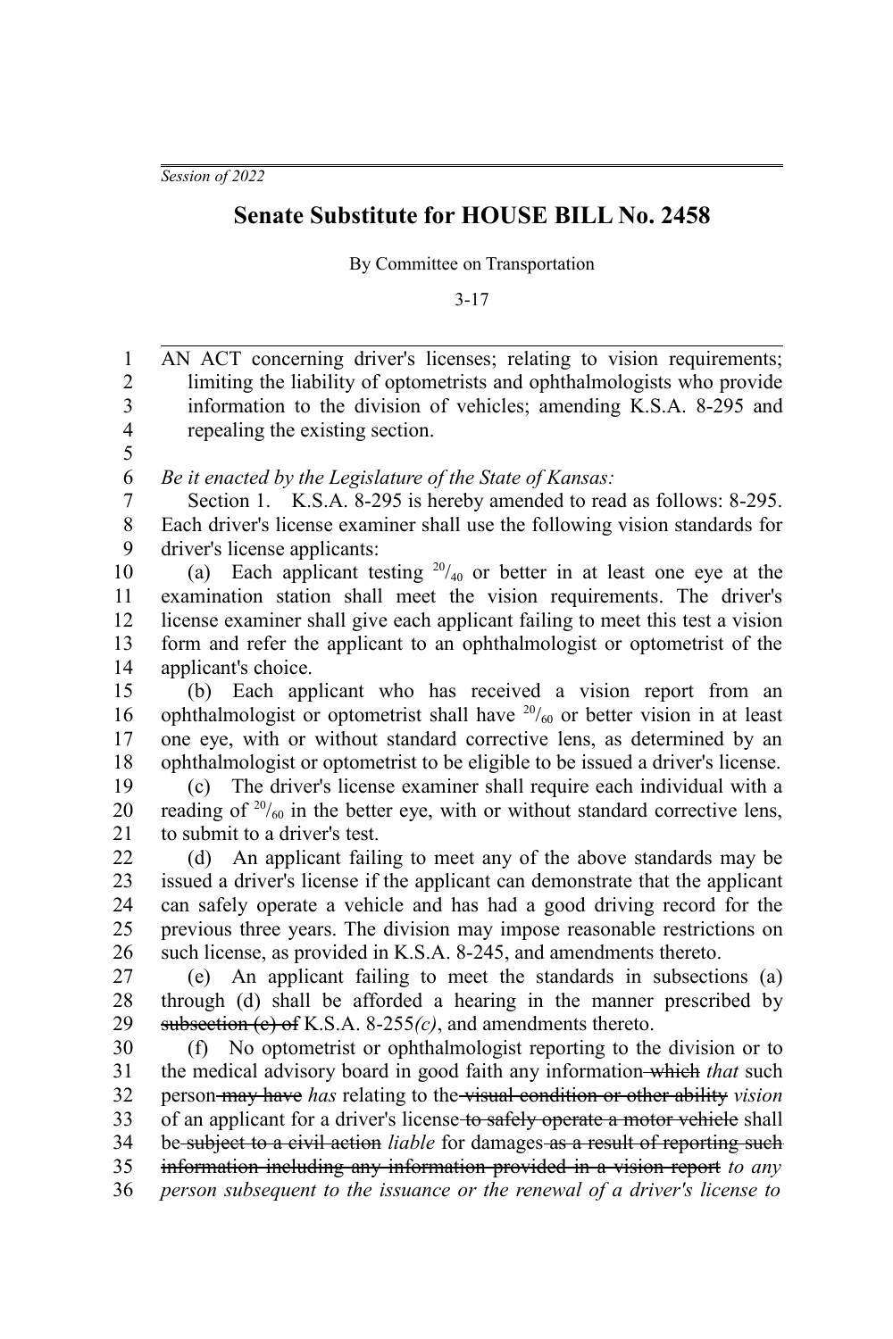*Session of 2022*

# Senate Substitute for HOUSE BILL No. 2458

By Committee on Transportation

3-17

AN ACT concerning driver's licenses; relating to vision requirements; limiting the liability of optometrists and ophthalmologists who provide information to the division of vehicles; amending K.S.A. 8-295 and repealing the existing section.

*Be it enacted by the Legislature of the State of Kansas:*

Section 1. K.S.A. 8-295 is hereby amended to read as follows: 8-295. Each driver's license examiner shall use the following vision standards for driver's license applicants:

(a) Each applicant testing $^{20}/_{40}$ or better in at least one eye at the examination station shall meet the vision requirements. The driver's license examiner shall give each applicant failing to meet this test a vision form and refer the applicant to an ophthalmologist or optometrist of the applicant's choice.

(b) Each applicant who has received a vision report from an ophthalmologist or optometrist shall have $^{20}/_{60}$ or better vision in at least one eye, with or without standard corrective lens, as determined by an ophthalmologist or optometrist to be eligible to be issued a driver's license.

(c) The driver's license examiner shall require each individual with a reading of $^{20}/_{60}$ in the better eye, with or without standard corrective lens, to submit to a driver's test.

(d) An applicant failing to meet any of the above standards may be issued a driver's license if the applicant can demonstrate that the applicant can safely operate a vehicle and has had a good driving record for the previous three years. The division may impose reasonable restrictions on such license, as provided in K.S.A. 8-245, and amendments thereto.

(e) An applicant failing to meet the standards in subsections (a) through (d) shall be afforded a hearing in the manner prescribed by ~~subsection (c) of~~ K.S.A. 8-255*(c)*, and amendments thereto.

(f) No optometrist or ophthalmologist reporting to the division or to the medical advisory board in good faith any information ~~which~~ *that* such person ~~may have~~ *has* relating to the ~~visual condition or other ability~~ *vision* of an applicant for a driver's license ~~to safely operate a motor vehicle~~ shall be ~~subject to a civil action~~ *liable* for damages ~~as a result of reporting such information including any information provided in a vision report~~ *to any person subsequent to the issuance or the renewal of a driver's license to*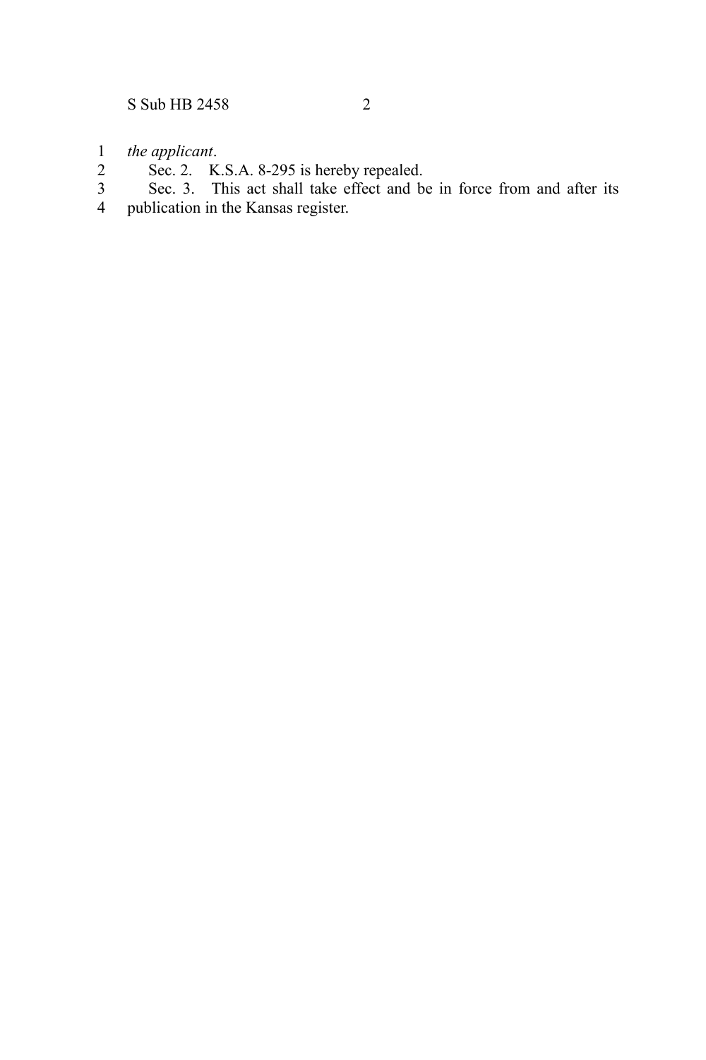*the applicant*.

Sec. 2. K.S.A. 8-295 is hereby repealed.

Sec. 3. This act shall take effect and be in force from and after its publication in the Kansas register.